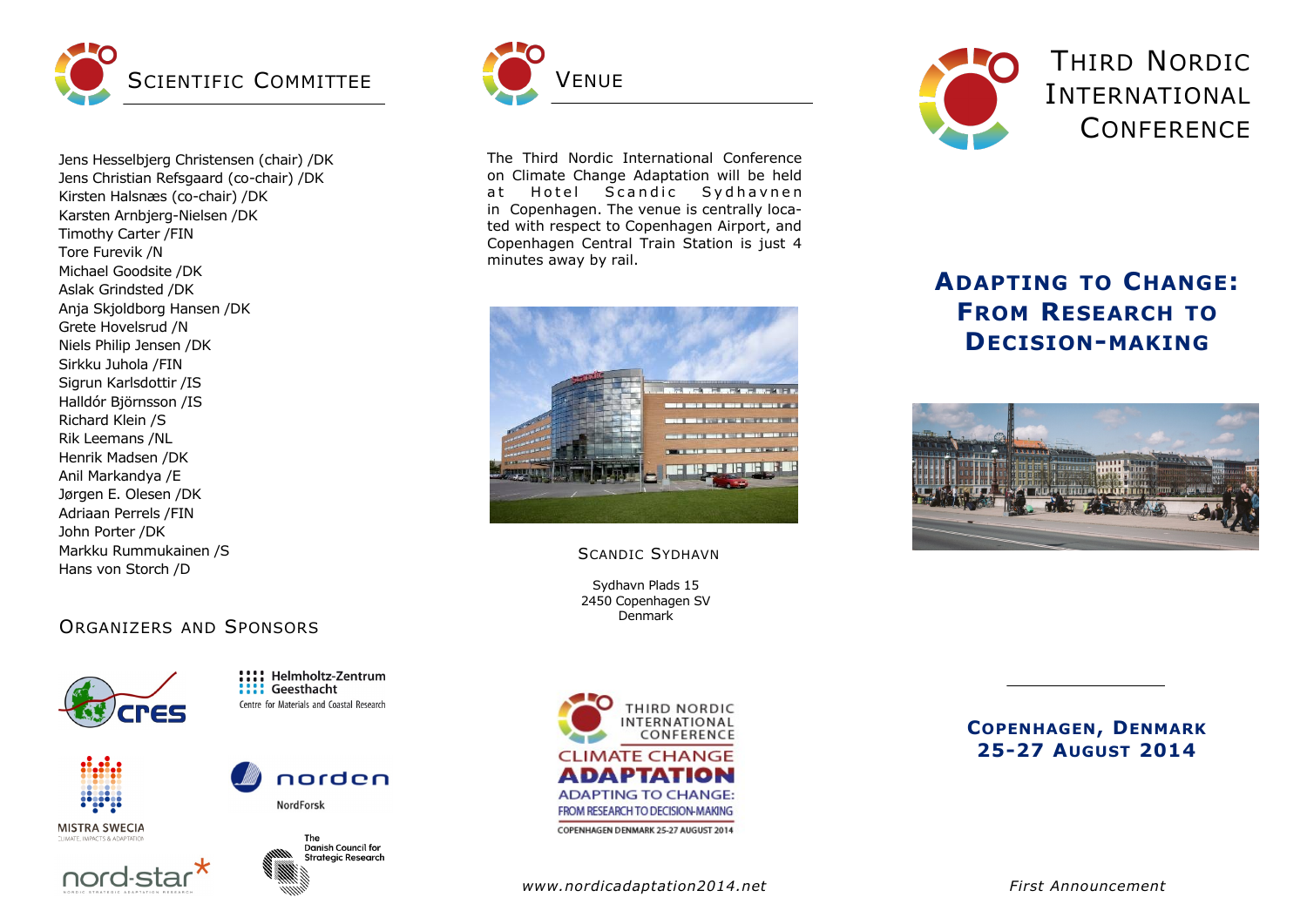# Scientific Committee

Jens Hesselbjerg Christensen (chair) /DK
Jens Christian Refsgaard (co-chair) /DK
Kirsten Halsnæs (co-chair) /DK
Karsten Arnbjerg-Nielsen /DK
Timothy Carter /FIN
Tore Furevik /N
Michael Goodsite /DK
Aslak Grindsted /DK
Anja Skjoldborg Hansen /DK
Grete Hovelsrud /N
Niels Philip Jensen /DK
Sirkku Juhola /FIN
Sigrun Karlsdottir /IS
Halldór Björnsson /IS
Richard Klein /S
Rik Leemans /NL
Henrik Madsen /DK
Anil Markandya /E
Jørgen E. Olesen /DK
Adriaan Perrels /FIN
John Porter /DK
Markku Rummukainen /S
Hans von Storch /D

## Organizers and Sponsors

CRES
Helmholtz-Zentrum Geesthacht – Centre for Materials and Coastal Research
MISTRA SWECIA – Climate, Impacts & Adaptation
norden – NordForsk
nord-star* – Nordic Strategic Adaptation Research
The Danish Council for Strategic Research

# Venue

The Third Nordic International Conference on Climate Change Adaptation will be held at Hotel Scandic Sydhavnen in Copenhagen. The venue is centrally located with respect to Copenhagen Airport, and Copenhagen Central Train Station is just 4 minutes away by rail.

Scandic Sydhavn

Sydhavn Plads 15
2450 Copenhagen SV
Denmark

Third Nordic International Conference
CLIMATE CHANGE ADAPTATION
ADAPTING TO CHANGE: FROM RESEARCH TO DECISION-MAKING
COPENHAGEN DENMARK 25-27 AUGUST 2014

*www.nordicadaptation2014.net*

# Third Nordic International Conference

## Adapting to Change: From Research to Decision-making

**Copenhagen, Denmark**
**25-27 August 2014**

*First Announcement*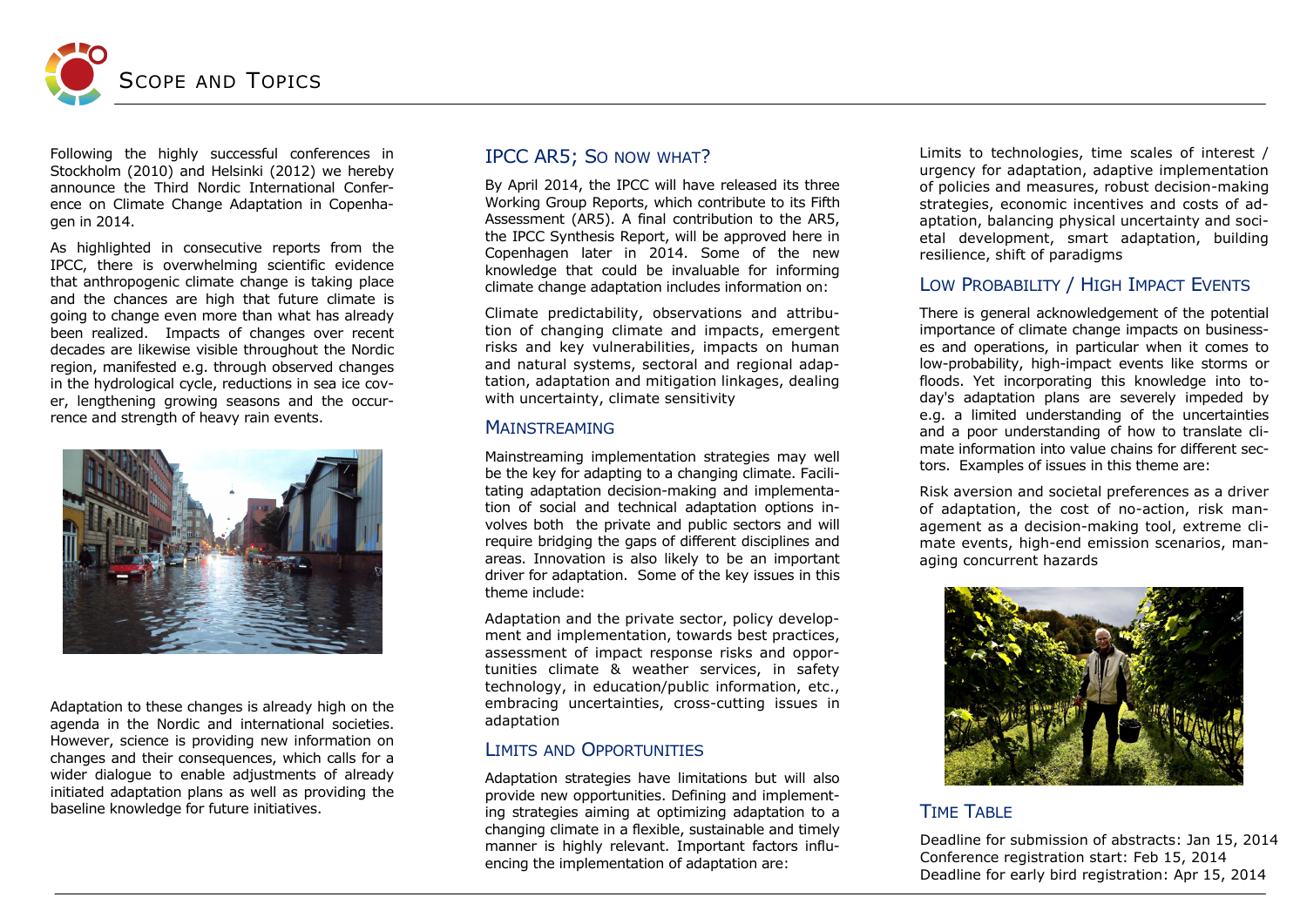# Scope and Topics

Following the highly successful conferences in Stockholm (2010) and Helsinki (2012) we hereby announce the Third Nordic International Conference on Climate Change Adaptation in Copenhagen in 2014.

As highlighted in consecutive reports from the IPCC, there is overwhelming scientific evidence that anthropogenic climate change is taking place and the chances are high that future climate is going to change even more than what has already been realized. Impacts of changes over recent decades are likewise visible throughout the Nordic region, manifested e.g. through observed changes in the hydrological cycle, reductions in sea ice cover, lengthening growing seasons and the occurrence and strength of heavy rain events.

Adaptation to these changes is already high on the agenda in the Nordic and international societies. However, science is providing new information on changes and their consequences, which calls for a wider dialogue to enable adjustments of already initiated adaptation plans as well as providing the baseline knowledge for future initiatives.

## IPCC AR5; So now what?

By April 2014, the IPCC will have released its three Working Group Reports, which contribute to its Fifth Assessment (AR5). A final contribution to the AR5, the IPCC Synthesis Report, will be approved here in Copenhagen later in 2014. Some of the new knowledge that could be invaluable for informing climate change adaptation includes information on:

Climate predictability, observations and attribution of changing climate and impacts, emergent risks and key vulnerabilities, impacts on human and natural systems, sectoral and regional adaptation, adaptation and mitigation linkages, dealing with uncertainty, climate sensitivity

## Mainstreaming

Mainstreaming implementation strategies may well be the key for adapting to a changing climate. Facilitating adaptation decision-making and implementation of social and technical adaptation options involves both the private and public sectors and will require bridging the gaps of different disciplines and areas. Innovation is also likely to be an important driver for adaptation. Some of the key issues in this theme include:

Adaptation and the private sector, policy development and implementation, towards best practices, assessment of impact response risks and opportunities climate & weather services, in safety technology, in education/public information, etc., embracing uncertainties, cross-cutting issues in adaptation

## Limits and Opportunities

Adaptation strategies have limitations but will also provide new opportunities. Defining and implementing strategies aiming at optimizing adaptation to a changing climate in a flexible, sustainable and timely manner is highly relevant. Important factors influencing the implementation of adaptation are:

Limits to technologies, time scales of interest / urgency for adaptation, adaptive implementation of policies and measures, robust decision-making strategies, economic incentives and costs of adaptation, balancing physical uncertainty and societal development, smart adaptation, building resilience, shift of paradigms

## Low Probability / High Impact Events

There is general acknowledgement of the potential importance of climate change impacts on businesses and operations, in particular when it comes to low-probability, high-impact events like storms or floods. Yet incorporating this knowledge into today's adaptation plans are severely impeded by e.g. a limited understanding of the uncertainties and a poor understanding of how to translate climate information into value chains for different sectors. Examples of issues in this theme are:

Risk aversion and societal preferences as a driver of adaptation, the cost of no-action, risk management as a decision-making tool, extreme climate events, high-end emission scenarios, managing concurrent hazards

## Time Table

Deadline for submission of abstracts: Jan 15, 2014
Conference registration start: Feb 15, 2014
Deadline for early bird registration: Apr 15, 2014